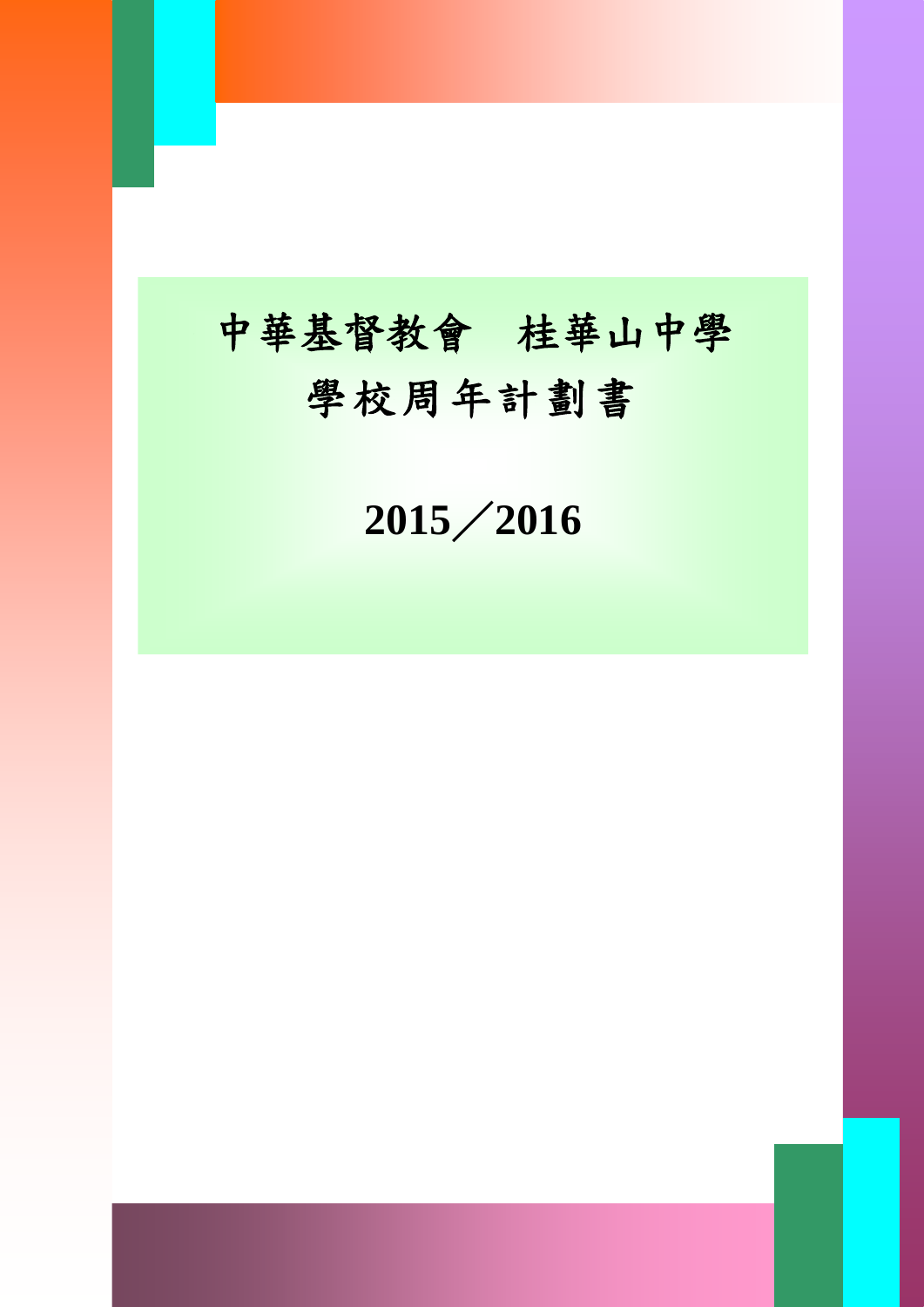# 中華基督教會　桂華山中學
# 學校周年計劃書

# 2015／2016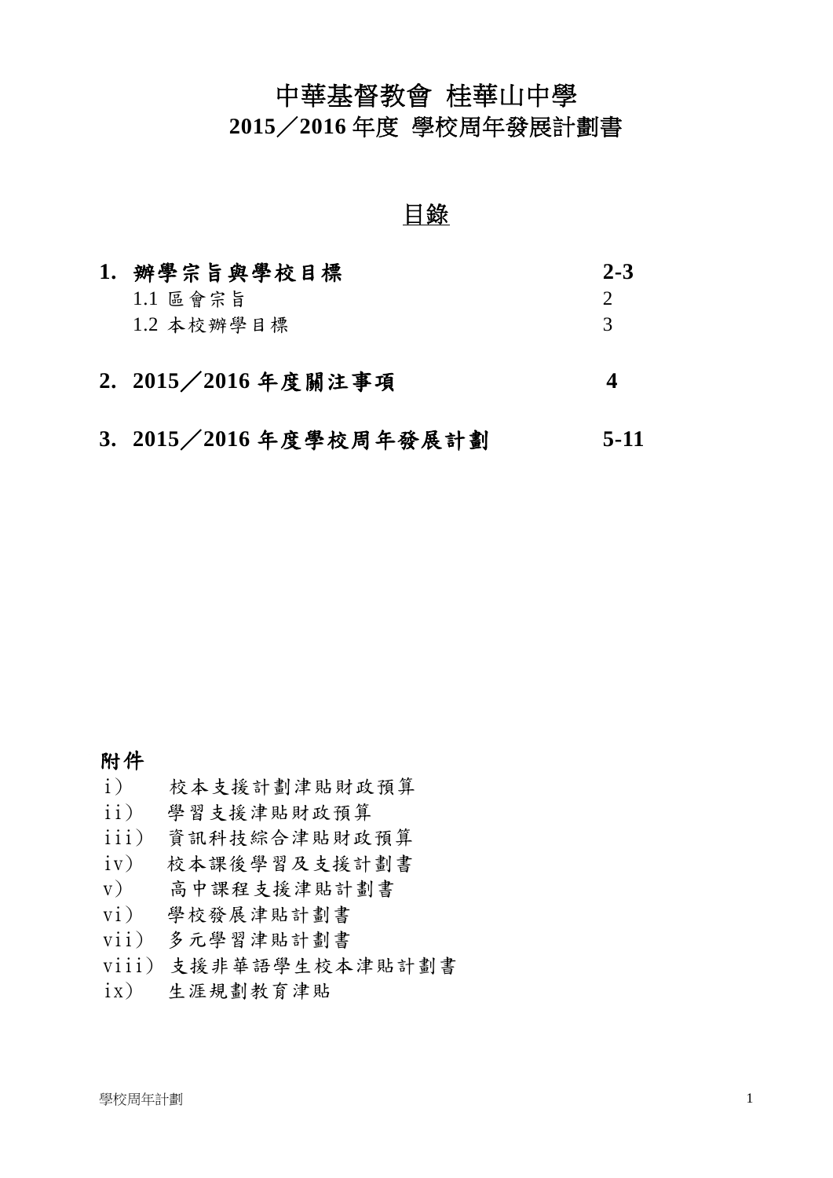# 中華基督教會 桂華山中學
# 2015／2016 年度 學校周年發展計劃書

## 目錄

| | |
|---|---|
| **1. 辦學宗旨與學校目標** | **2-3** |
| 1.1 區會宗旨 | 2 |
| 1.2 本校辦學目標 | 3 |
| **2. 2015／2016 年度關注事項** | **4** |
| **3. 2015／2016 年度學校周年發展計劃** | **5-11** |

**附件**

- i） 校本支援計劃津貼財政預算
- ii） 學習支援津貼財政預算
- iii） 資訊科技綜合津貼財政預算
- iv） 校本課後學習及支援計劃書
- v） 高中課程支援津貼計劃書
- vi） 學校發展津貼計劃書
- vii） 多元學習津貼計劃書
- viii） 支援非華語學生校本津貼計劃書
- ix） 生涯規劃教育津貼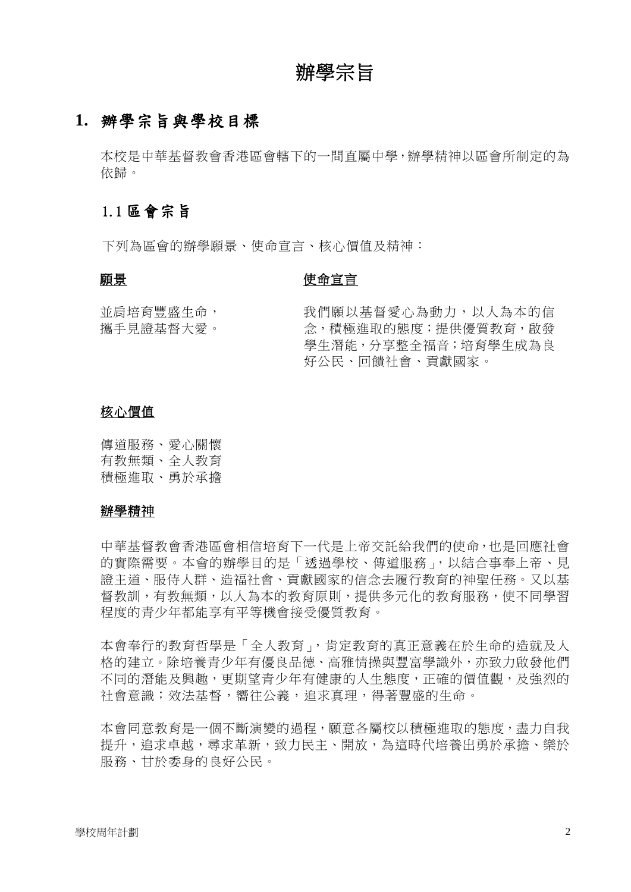# 辦學宗旨

## 1. 辦學宗旨與學校目標

本校是中華基督教會香港區會轄下的一間直屬中學，辦學精神以區會所制定的為依歸。

### 1.1 區會宗旨

下列為區會的辦學願景、使命宣言、核心價值及精神：

**願景**

並肩培育豐盛生命，
攜手見證基督大愛。

**使命宣言**

我們願以基督愛心為動力，以人為本的信念，積極進取的態度；提供優質教育，啟發學生潛能，分享整全福音；培育學生成為良好公民、回饋社會、貢獻國家。

**核心價值**

傳道服務、愛心關懷
有教無類、全人教育
積極進取、勇於承擔

**辦學精神**

中華基督教會香港區會相信培育下一代是上帝交託給我們的使命，也是回應社會的實際需要。本會的辦學目的是「透過學校、傳道服務」，以結合事奉上帝、見證主道、服侍人群、造福社會、貢獻國家的信念去履行教育的神聖任務。又以基督教訓，有教無類，以人為本的教育原則，提供多元化的教育服務，使不同學習程度的青少年都能享有平等機會接受優質教育。

本會奉行的教育哲學是「全人教育」，肯定教育的真正意義在於生命的造就及人格的建立。除培養青少年有優良品德、高雅情操與豐富學識外，亦致力啟發他們不同的潛能及興趣，更期望青少年有健康的人生態度，正確的價值觀，及強烈的社會意識；效法基督，嚮往公義，追求真理，得著豐盛的生命。

本會同意教育是一個不斷演變的過程，願意各屬校以積極進取的態度，盡力自我提升，追求卓越，尋求革新，致力民主、開放，為這時代培養出勇於承擔、樂於服務、甘於委身的良好公民。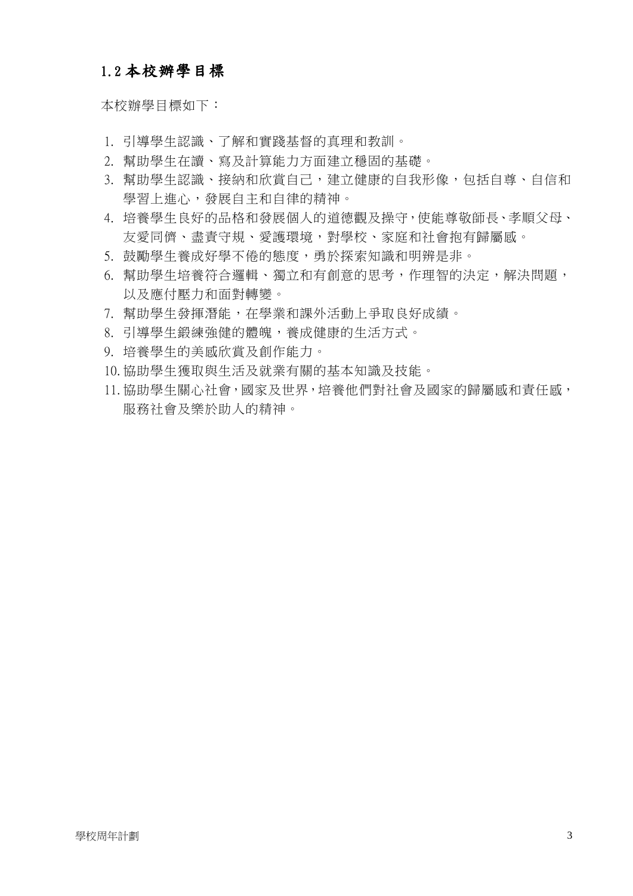## 1.2 本校辦學目標

本校辦學目標如下：

1. 引導學生認識、了解和實踐基督的真理和教訓。
2. 幫助學生在讀、寫及計算能力方面建立穩固的基礎。
3. 幫助學生認識、接納和欣賞自己，建立健康的自我形像，包括自尊、自信和學習上進心，發展自主和自律的精神。
4. 培養學生良好的品格和發展個人的道德觀及操守,使能尊敬師長、孝順父母、友愛同儕、盡責守規、愛護環境，對學校、家庭和社會抱有歸屬感。
5. 鼓勵學生養成好學不倦的態度，勇於探索知識和明辨是非。
6. 幫助學生培養符合邏輯、獨立和有創意的思考，作理智的決定，解決問題，以及應付壓力和面對轉變。
7. 幫助學生發揮潛能，在學業和課外活動上爭取良好成績。
8. 引導學生鍛練強健的體魄，養成健康的生活方式。
9. 培養學生的美感欣賞及創作能力。
10. 協助學生獲取與生活及就業有關的基本知識及技能。
11. 協助學生關心社會,國家及世界,培養他們對社會及國家的歸屬感和責任感，服務社會及樂於助人的精神。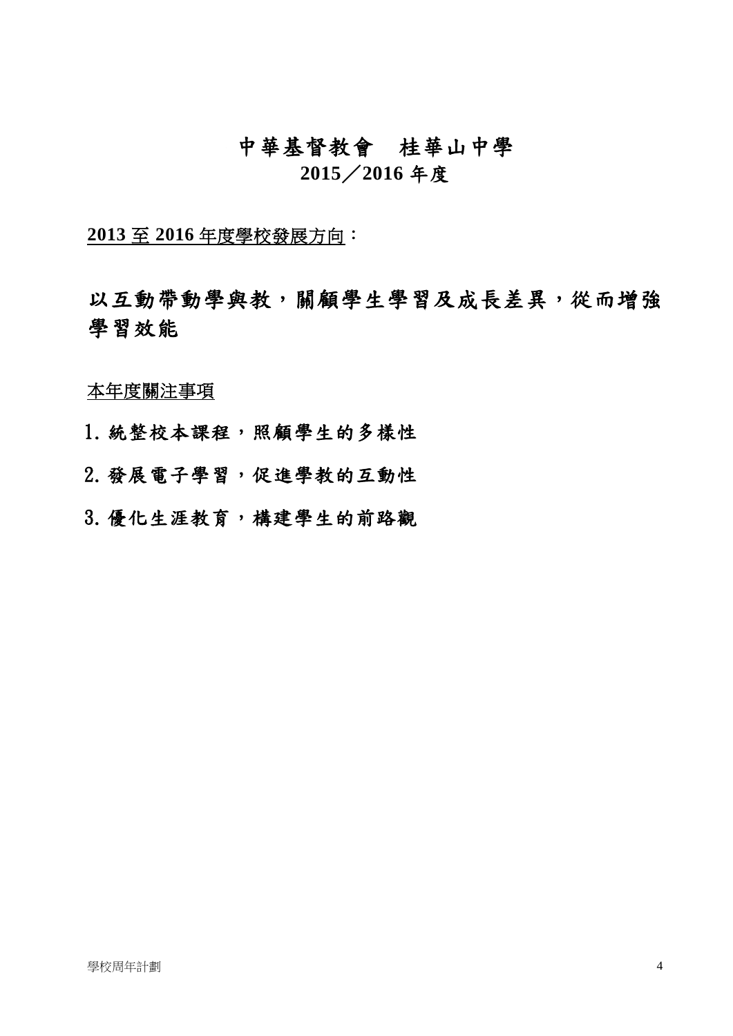# 中華基督教會　桂華山中學

## 2015／2016 年度

**2013 至 2016 年度學校發展方向：**

## 以互動帶動學與教，關顧學生學習及成長差異，從而增強學習效能

本年度關注事項

1. 統整校本課程，照顧學生的多樣性
2. 發展電子學習，促進學教的互動性
3. 優化生涯教育，構建學生的前路觀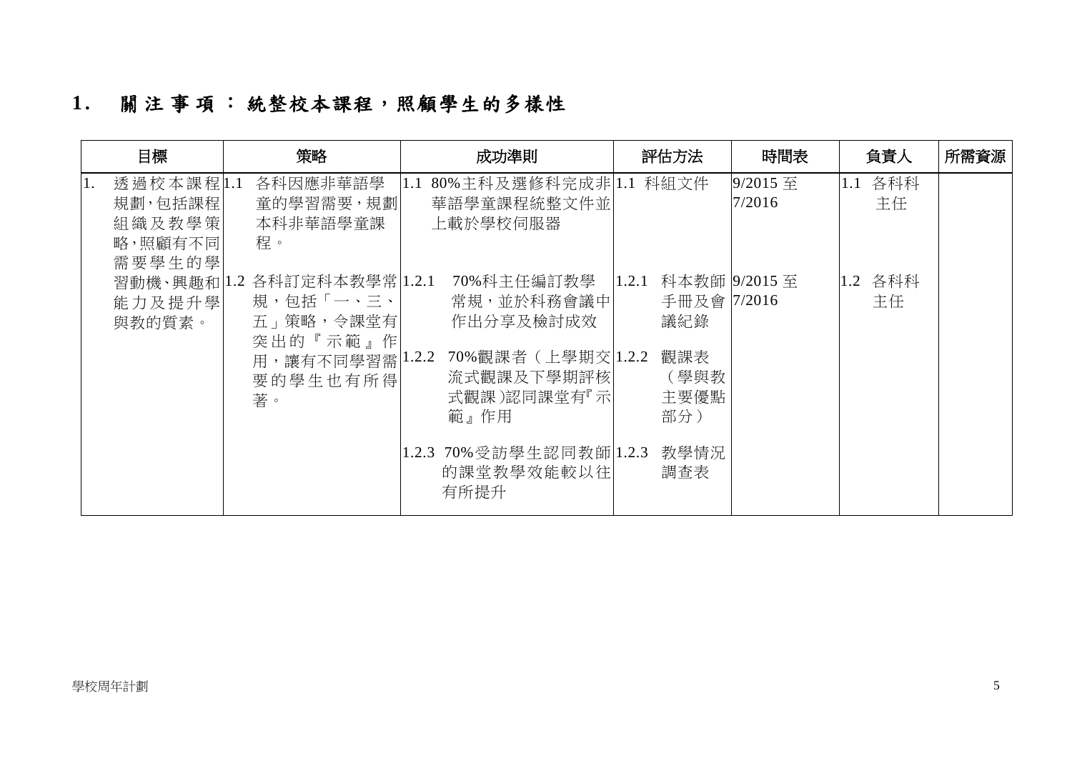## 1. 關注事項：統整校本課程，照顧學生的多樣性

| 目標 | 策略 | 成功準則 | 評估方法 | 時間表 | 負責人 | 所需資源 |
|---|---|---|---|---|---|---|
| 1. 透過校本課程規劃，包括課程組織及教學策略，照顧有不同需要學生的學習動機、興趣和能力及提升學與教的質素。 | 1.1 各科因應非華語學童的學習需要，規劃本科非華語學童課程。 | 1.1 80%主科及選修科完成非華語學童課程統整文件並上載於學校伺服器 | 1.1 科組文件 | 9/2015 至 7/2016 | 1.1 各科科主任 | |
| | 1.2 各科訂定科本教學常規，包括「一、三、五」策略，令課堂有突出的『示範』作用，讓有不同學習需要的學生也有所得著。 | 1.2.1 70%科主任編訂教學常規，並於科務會議中作出分享及檢討成效<br>1.2.2 70%觀課者（上學期交流式觀課及下學期評核式觀課）認同課堂有『示範』作用<br>1.2.3 70%受訪學生認同教師的課堂教學效能較以往有所提升 | 1.2.1 科本教師手冊及會議紀錄<br>1.2.2 觀課表（學與教主要優點部分）<br>1.2.3 教學情況調查表 | 9/2015 至 7/2016 | 1.2 各科科主任 | |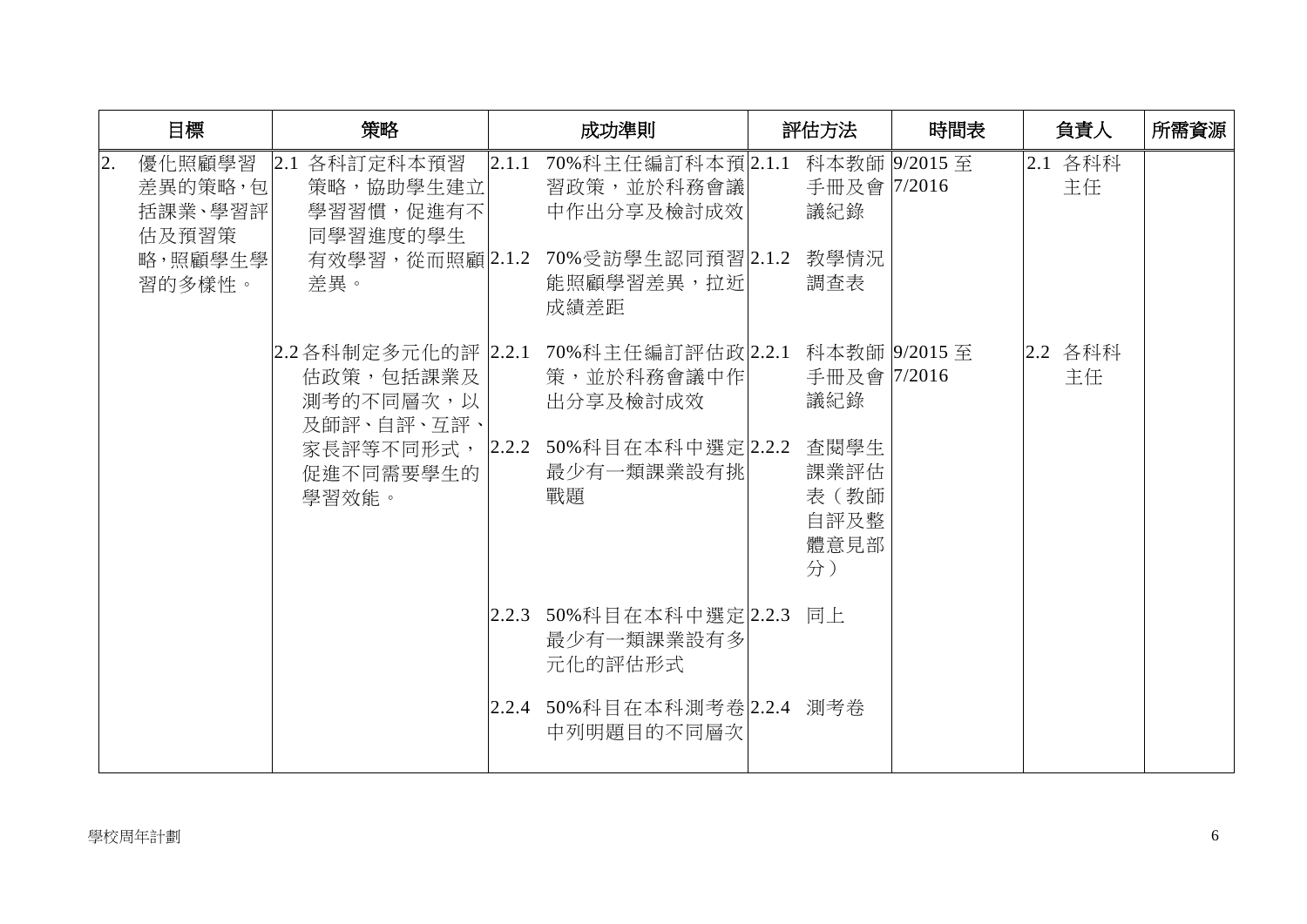| 目標 | 策略 | 成功準則 | 評估方法 | 時間表 | 負責人 | 所需資源 |
|---|---|---|---|---|---|---|
| 2. 優化照顧學習差異的策略，包括課業、學習評估及預習策略，照顧學生學習的多樣性。 | 2.1 各科訂定科本預習策略，協助學生建立學習習慣，促進有不同學習進度的學生有效學習，從而照顧差異。 | 2.1.1 70%科主任編訂科本預習政策，並於科務會議中作出分享及檢討成效 | 2.1.1 科本教師手冊及會議紀錄 | 9/2015 至 7/2016 | 2.1 各科科主任 | |
| | | 2.1.2 70%受訪學生認同預習能照顧學習差異，拉近成績差距 | 2.1.2 教學情況調查表 | | | |
| | 2.2 各科制定多元化的評估政策，包括課業及測考的不同層次，以及師評、自評、互評、家長評等不同形式，促進不同需要學生的學習效能。 | 2.2.1 70%科主任編訂評估政策，並於科務會議中作出分享及檢討成效 | 2.2.1 科本教師手冊及會議紀錄 | 9/2015 至 7/2016 | 2.2 各科科主任 | |
| | | 2.2.2 50%科目在本科中選定最少有一類課業設有挑戰題 | 2.2.2 查閱學生課業評估表（教師自評及整體意見部分） | | | |
| | | 2.2.3 50%科目在本科中選定最少有一類課業設有多元化的評估形式 | 2.2.3 同上 | | | |
| | | 2.2.4 50%科目在本科測考卷中列明題目的不同層次 | 2.2.4 測考卷 | | | |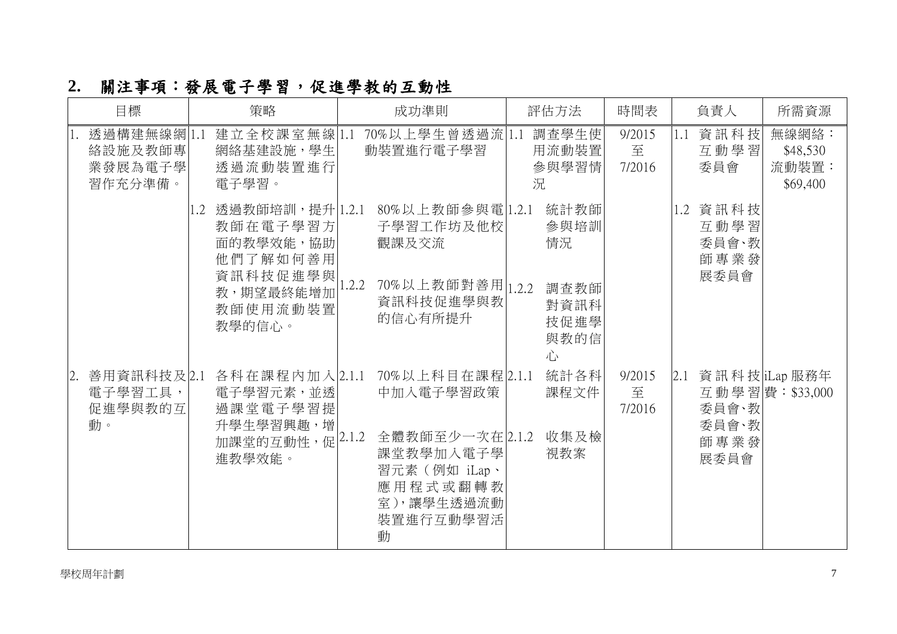## 2. 關注事項：發展電子學習，促進學教的互動性

| 目標 | 策略 | 成功準則 | 評估方法 | 時間表 | 負責人 | 所需資源 |
|---|---|---|---|---|---|---|
| 1. 透過構建無線網絡設施及教師專業發展為電子學習作充分準備。 | 1.1 建立全校課室無線網絡基建設施，學生透過流動裝置進行電子學習。 | 1.1 70%以上學生曾透過流動裝置進行電子學習 | 1.1 調查學生使用流動裝置參與學習情況 | 9/2015 至 7/2016 | 1.1 資訊科技互動學習委員會 | 無線網絡：$48,530 流動裝置：$69,400 |
| | 1.2 透過教師培訓，提升教師在電子學習方面的教學效能，協助他們了解如何善用資訊科技促進學與教，期望最終能增加教師使用流動裝置教學的信心。 | 1.2.1 80%以上教師參與電子學習工作坊及他校觀課及交流 | 1.2.1 統計教師參與培訓情況 | | 1.2 資訊科技互動學習委員會、教師專業發展委員會 | |
| | | 1.2.2 70%以上教師對善用資訊科技促進學與教的信心有所提升 | 1.2.2 調查教師對資訊科技促進學與教的信心 | | | |
| 2. 善用資訊科技及電子學習工具，促進學與教的互動。 | 2.1 各科在課程內加入電子學習元素，並透過課堂電子學習提升學生學習興趣，增加課堂的互動性，促進教學效能。 | 2.1.1 70%以上科目在課程中加入電子學習政策 | 2.1.1 統計各科課程文件 | 9/2015 至 7/2016 | 2.1 資訊科技互動學習委員會、教委員會、教師專業發展委員會 | iLap 服務年費：$33,000 |
| | | 2.1.2 全體教師至少一次在課堂教學加入電子學習元素（例如 iLap、應用程式或翻轉教室），讓學生透過流動裝置進行互動學習活動 | 2.1.2 收集及檢視教案 | | | |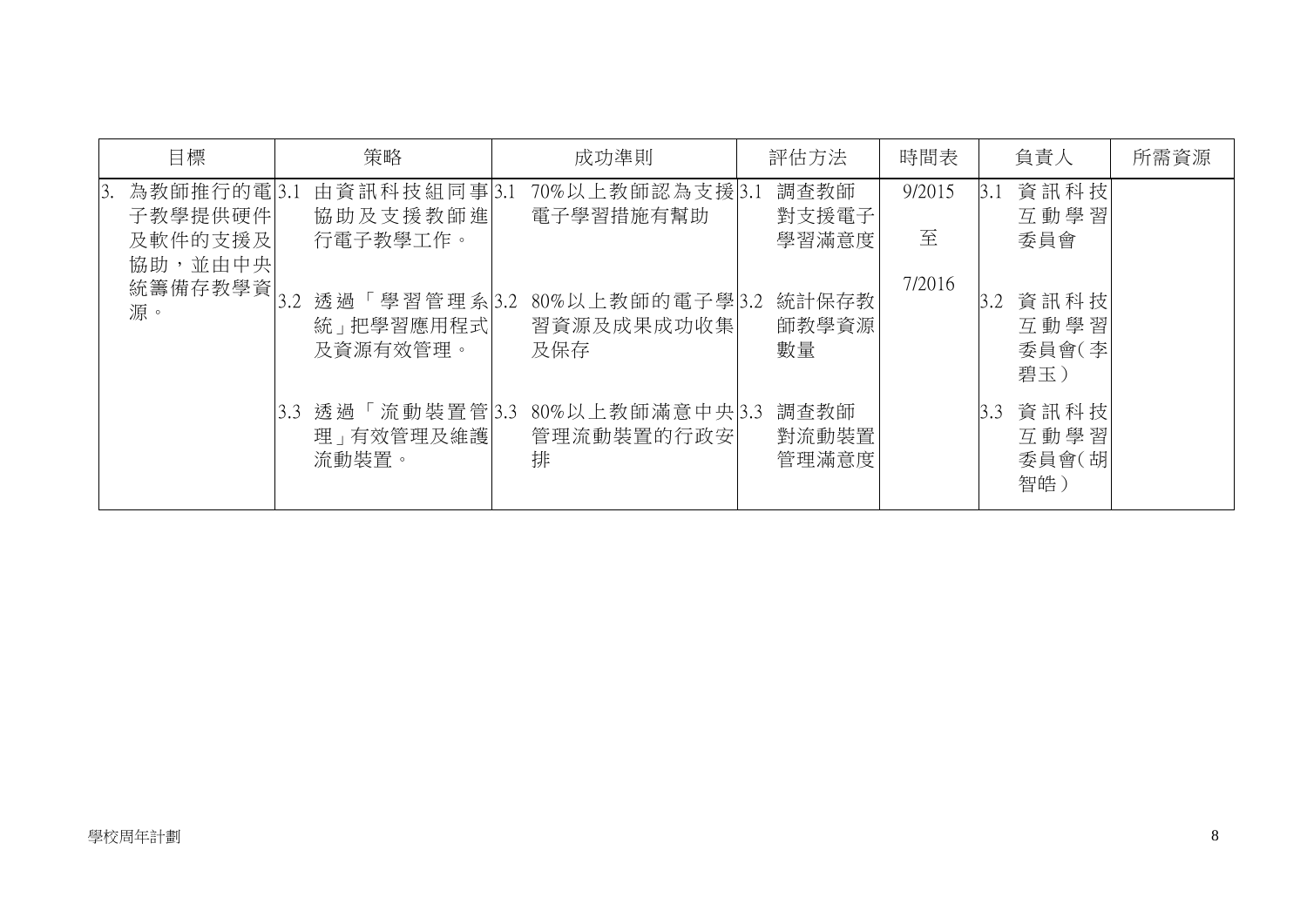| 目標 | 策略 | 成功準則 | 評估方法 | 時間表 | 負責人 | 所需資源 |
|---|---|---|---|---|---|---|
| 3. 為教師推行的電子教學提供硬件及軟件的支援及協助，並由中央統籌備存教學資源。 | 3.1 由資訊科技組同事協助及支援教師進行電子教學工作。 | 3.1 70%以上教師認為支援電子學習措施有幫助 | 3.1 調查教師對支援電子學習滿意度 | 9/2015 至 7/2016 | 3.1 資訊科技互動學習委員會 | |
| | 3.2 透過「學習管理系統」把學習應用程式及資源有效管理。 | 3.2 80%以上教師的電子學習資源及成果成功收集及保存 | 3.2 統計保存教師教學資源數量 | | 3.2 資訊科技互動學習委員會(李碧玉) | |
| | 3.3 透過「流動裝置管理」有效管理及維護流動裝置。 | 3.3 80%以上教師滿意中央管理流動裝置的行政安排 | 3.3 調查教師對流動裝置管理滿意度 | | 3.3 資訊科技互動學習委員會(胡智皓) | |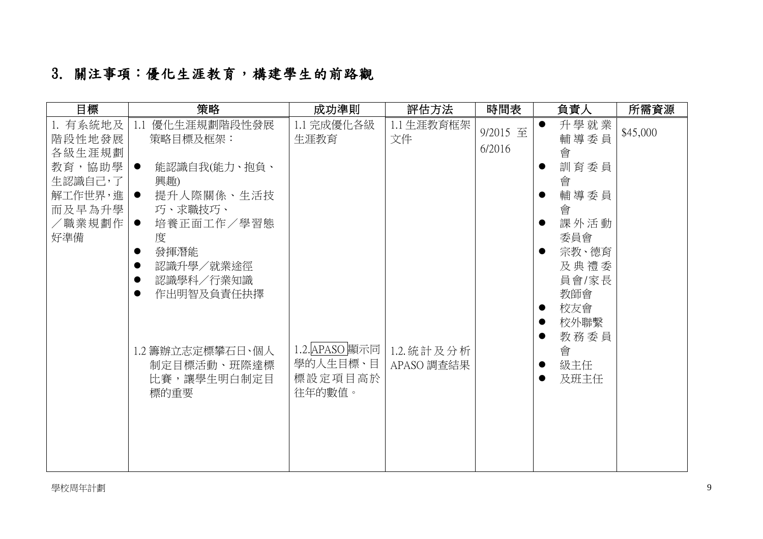## 3. 關注事項：優化生涯教育，構建學生的前路觀

| 目標 | 策略 | 成功準則 | 評估方法 | 時間表 | 負責人 | 所需資源 |
|---|---|---|---|---|---|---|
| 1. 有系統地及階段性地發展各級生涯規劃教育，協助學生認識自己，了解工作世界，進而及早為升學／職業規劃作好準備 | 1.1 優化生涯規劃階段性發展策略目標及框架：<br>● 能認識自我(能力、抱負、興趣)<br>● 提升人際關係、生活技巧、求職技巧、<br>● 培養正面工作／學習態度<br>● 發揮潛能<br>● 認識升學／就業途徑<br>● 認識學科／行業知識<br>● 作出明智及負責任抉擇 | 1.1 完成優化各級生涯教育 | 1.1 生涯教育框架文件 | 9/2015 至 6/2016 | ● 升學就業輔導委員會<br>● 訓育委員會<br>● 輔導委員會<br>● 課外活動委員會<br>● 宗教、德育及典禮委員會/家長教師會<br>● 校友會<br>● 校外聯繫<br>● 教務委員會<br>● 級主任<br>● 及班主任 | $45,000 |
| | 1.2 籌辦立志定標攀石日、個人制定目標活動、班際達標比賽，讓學生明白制定目標的重要 | 1.2. APASO 顯示同學的人生目標、目標設定項目高於往年的數值。 | 1.2. 統計及分析 APASO 調查結果 | | | |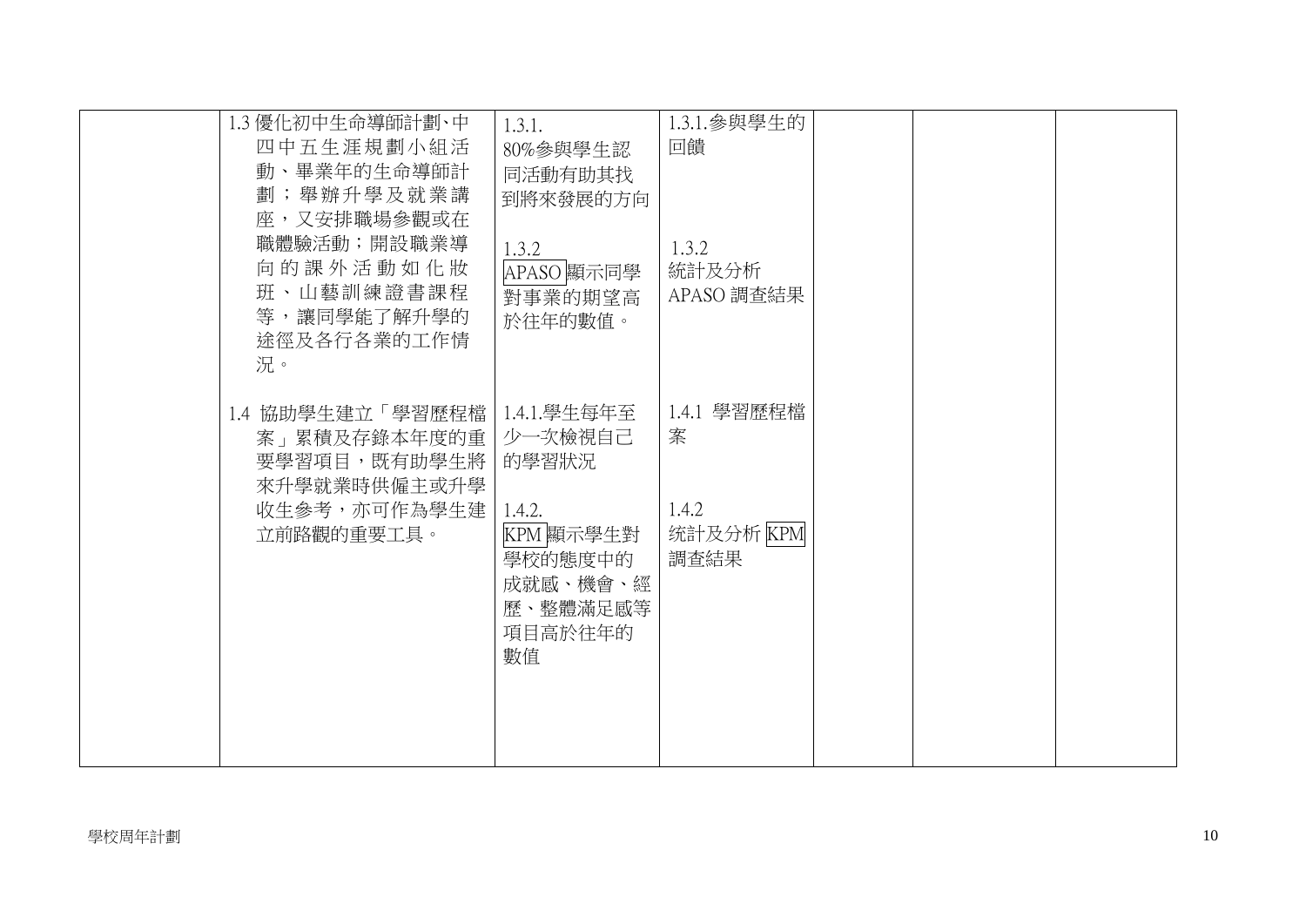|  |  |  |  |  |  |  |
|---|---|---|---|---|---|---|
|  | 1.3 優化初中生命導師計劃、中四中五生涯規劃小組活動、畢業年的生命導師計劃；舉辦升學及就業講座，又安排職場參觀或在職體驗活動；開設職業導向的課外活動如化妝班、山藝訓練證書課程等，讓同學能了解升學的途徑及各行各業的工作情況。 | 1.3.1. 80%參與學生認同活動有助其找到將來發展的方向<br><br>1.3.2 APASO 顯示同學對事業的期望高於往年的數值。 | 1.3.1.參與學生的回饋<br><br>1.3.2 統計及分析 APASO 調查結果 |  |  |  |
|  | 1.4 協助學生建立「學習歷程檔案」累積及存錄本年度的重要學習項目，既有助學生將來升學就業時供僱主或升學收生參考，亦可作為學生建立前路觀的重要工具。 | 1.4.1.學生每年至少一次檢視自己的學習狀況<br><br>1.4.2. KPM 顯示學生對學校的態度中的成就感、機會、經歷、整體滿足感等項目高於往年的數值 | 1.4.1 學習歷程檔案<br><br>1.4.2 統計及分析 KPM 調查結果 |  |  |  |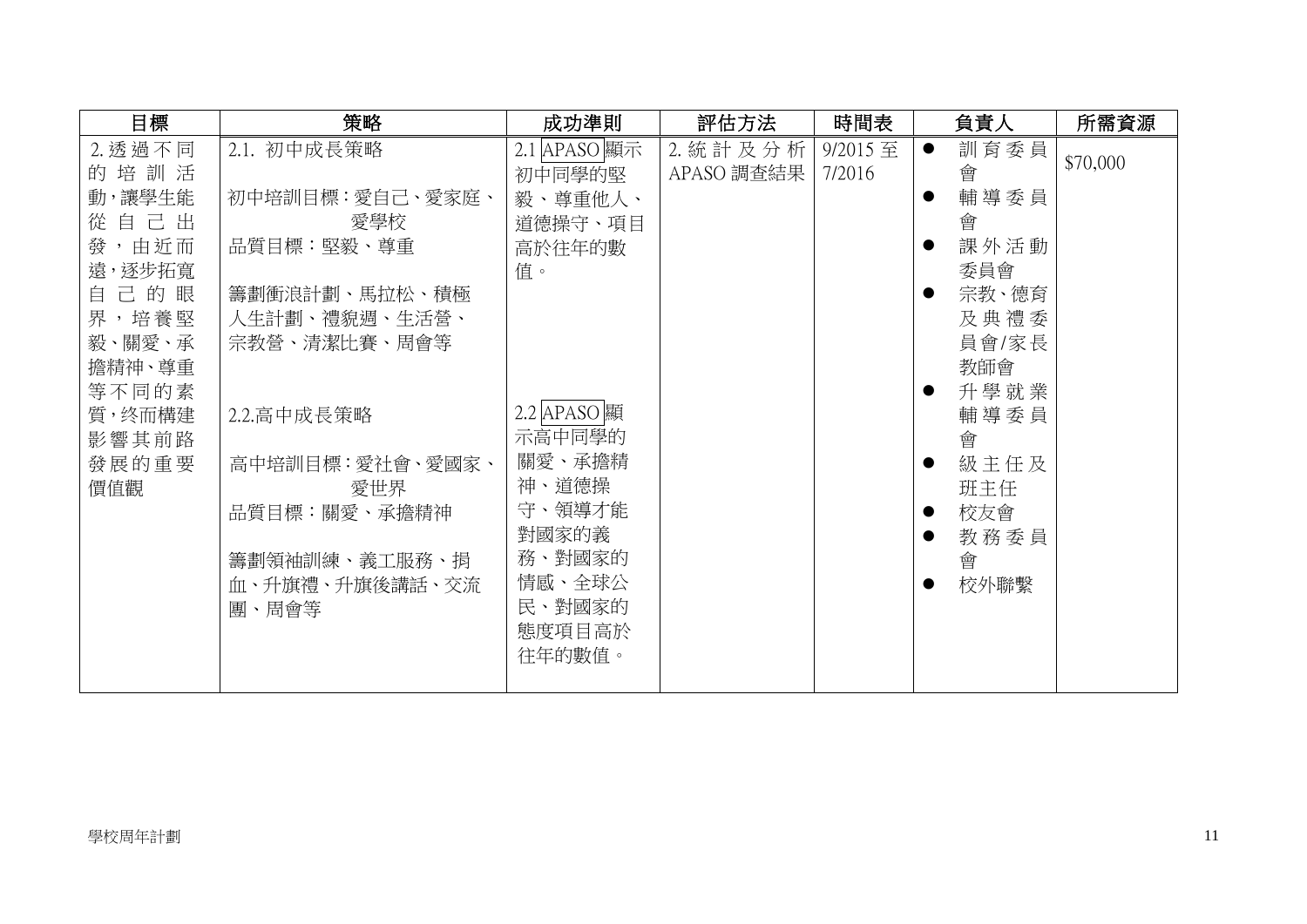| 目標 | 策略 | 成功準則 | 評估方法 | 時間表 | 負責人 | 所需資源 |
|---|---|---|---|---|---|---|
| 2.透過不同的培訓活動，讓學生能從自己出發，由近而遠，逐步拓寬自己的眼界，培養堅毅、關愛、承擔精神、尊重等不同的素質，終而構建影響其前路發展的重要價值觀 | 2.1. 初中成長策略<br><br>初中培訓目標：愛自己、愛家庭、愛學校<br>品質目標：堅毅、尊重<br><br>籌劃衝浪計劃、馬拉松、積極人生計劃、禮貌週、生活營、宗教營、清潔比賽、周會等<br><br>2.2.高中成長策略<br><br>高中培訓目標：愛社會、愛國家、愛世界<br>品質目標：關愛、承擔精神<br><br>籌劃領袖訓練、義工服務、捐血、升旗禮、升旗後講話、交流團、周會等 | 2.1 APASO 顯示初中同學的堅毅、尊重他人、道德操守、項目高於往年的數值。<br><br>2.2 APASO 顯示高中同學的關愛、承擔精神、道德操守、領導才能對國家的義務、對國家的情感、全球公民、對國家的態度項目高於往年的數值。 | 2.統計及分析 APASO 調查結果 | 9/2015 至 7/2016 | ● 訓育委員會<br>● 輔導委員會<br>● 課外活動委員會<br>● 宗教、德育及典禮委員會/家長教師會<br>● 升學就業輔導委員會<br>● 級主任及班主任<br>● 校友會<br>● 教務委員會<br>● 校外聯繫 | $70,000 |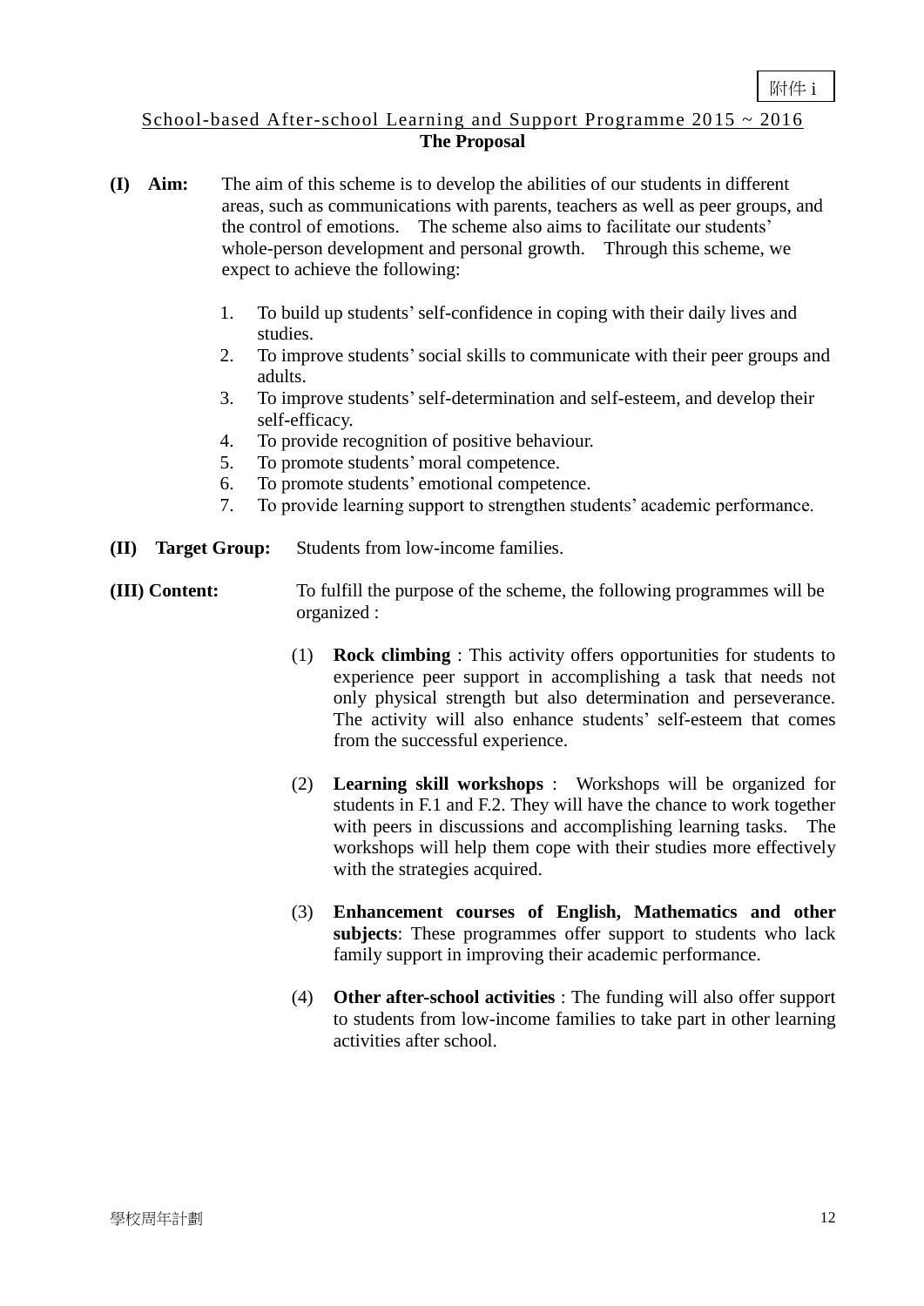附件 i

## School-based After-school Learning and Support Programme 2015 ~ 2016
### The Proposal

**(I) Aim:** The aim of this scheme is to develop the abilities of our students in different areas, such as communications with parents, teachers as well as peer groups, and the control of emotions. The scheme also aims to facilitate our students' whole-person development and personal growth. Through this scheme, we expect to achieve the following:

1. To build up students' self-confidence in coping with their daily lives and studies.
2. To improve students' social skills to communicate with their peer groups and adults.
3. To improve students' self-determination and self-esteem, and develop their self-efficacy.
4. To provide recognition of positive behaviour.
5. To promote students' moral competence.
6. To promote students' emotional competence.
7. To provide learning support to strengthen students' academic performance.

**(II) Target Group:** Students from low-income families.

**(III) Content:** To fulfill the purpose of the scheme, the following programmes will be organized :

(1) **Rock climbing** : This activity offers opportunities for students to experience peer support in accomplishing a task that needs not only physical strength but also determination and perseverance. The activity will also enhance students' self-esteem that comes from the successful experience.

(2) **Learning skill workshops** : Workshops will be organized for students in F.1 and F.2. They will have the chance to work together with peers in discussions and accomplishing learning tasks. The workshops will help them cope with their studies more effectively with the strategies acquired.

(3) **Enhancement courses of English, Mathematics and other subjects**: These programmes offer support to students who lack family support in improving their academic performance.

(4) **Other after-school activities** : The funding will also offer support to students from low-income families to take part in other learning activities after school.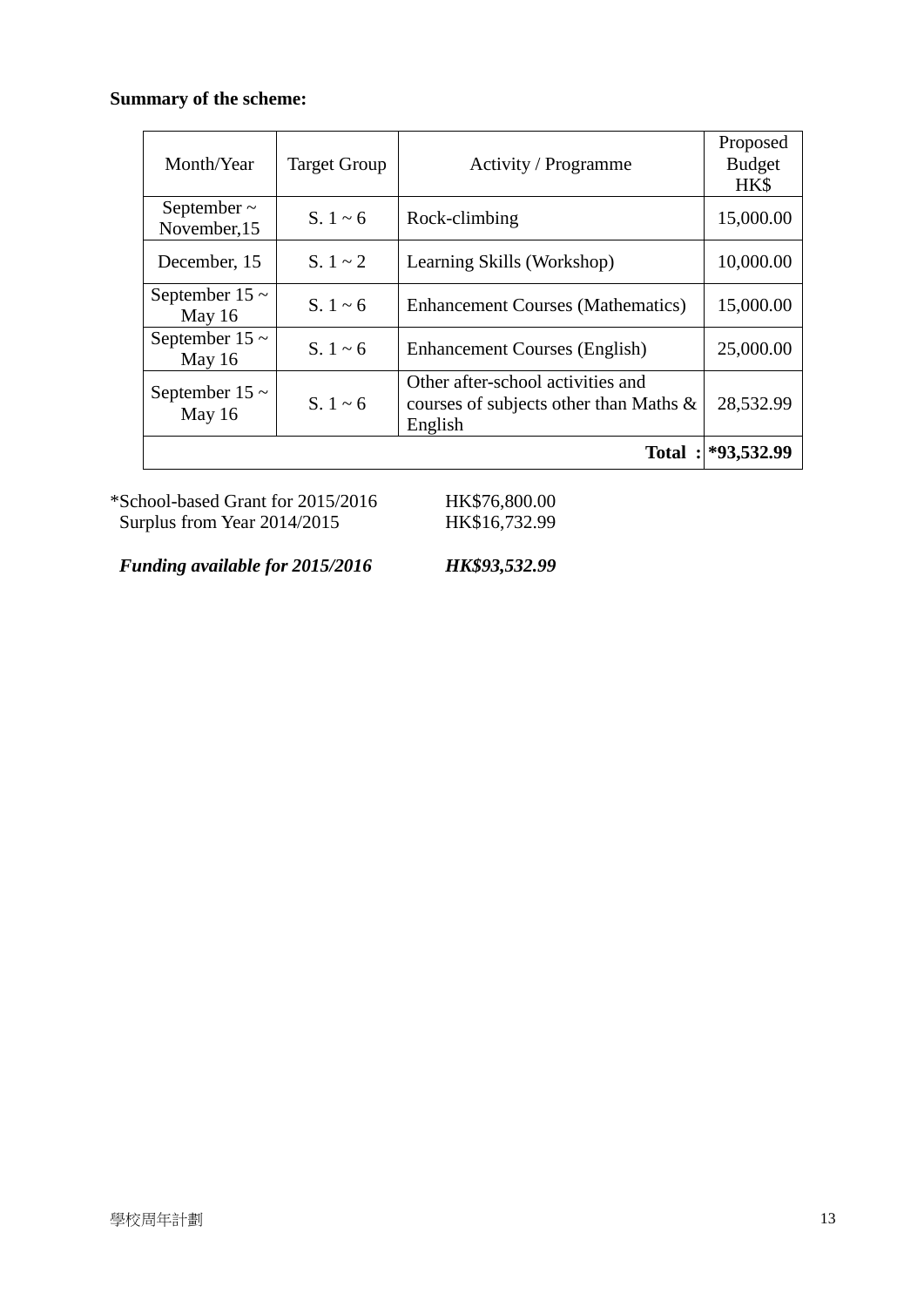**Summary of the scheme:**

| Month/Year | Target Group | Activity / Programme | Proposed Budget HK$ |
|---|---|---|---|
| September ~ November,15 | S. 1 ~ 6 | Rock-climbing | 15,000.00 |
| December, 15 | S. 1 ~ 2 | Learning Skills (Workshop) | 10,000.00 |
| September 15 ~ May 16 | S. 1 ~ 6 | Enhancement Courses (Mathematics) | 15,000.00 |
| September 15 ~ May 16 | S. 1 ~ 6 | Enhancement Courses (English) | 25,000.00 |
| September 15 ~ May 16 | S. 1 ~ 6 | Other after-school activities and courses of subjects other than Maths & English | 28,532.99 |
| | | **Total :** | ***93,532.99** |

*School-based Grant for 2015/2016 HK$76,800.00
Surplus from Year 2014/2015 HK$16,732.99

***Funding available for 2015/2016*** ***HK$93,532.99***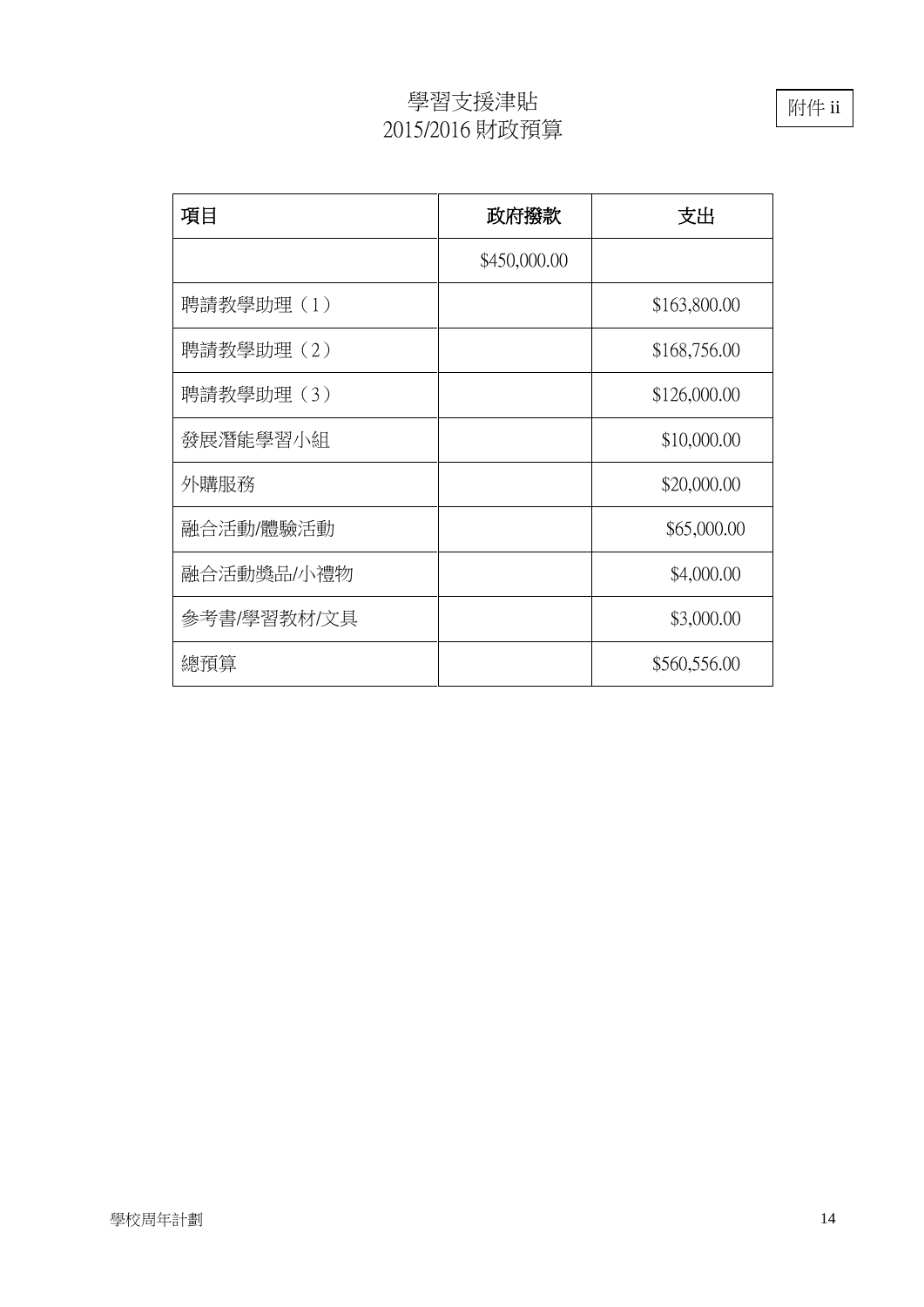# 學習支援津貼
# 2015/2016 財政預算

附件 ii

| 項目 | 政府撥款 | 支出 |
| --- | --- | --- |
| | $450,000.00 | |
| 聘請教學助理（1） | | $163,800.00 |
| 聘請教學助理（2） | | $168,756.00 |
| 聘請教學助理（3） | | $126,000.00 |
| 發展潛能學習小組 | | $10,000.00 |
| 外購服務 | | $20,000.00 |
| 融合活動/體驗活動 | | $65,000.00 |
| 融合活動獎品/小禮物 | | $4,000.00 |
| 参考書/學習教材/文具 | | $3,000.00 |
| 總預算 | | $560,556.00 |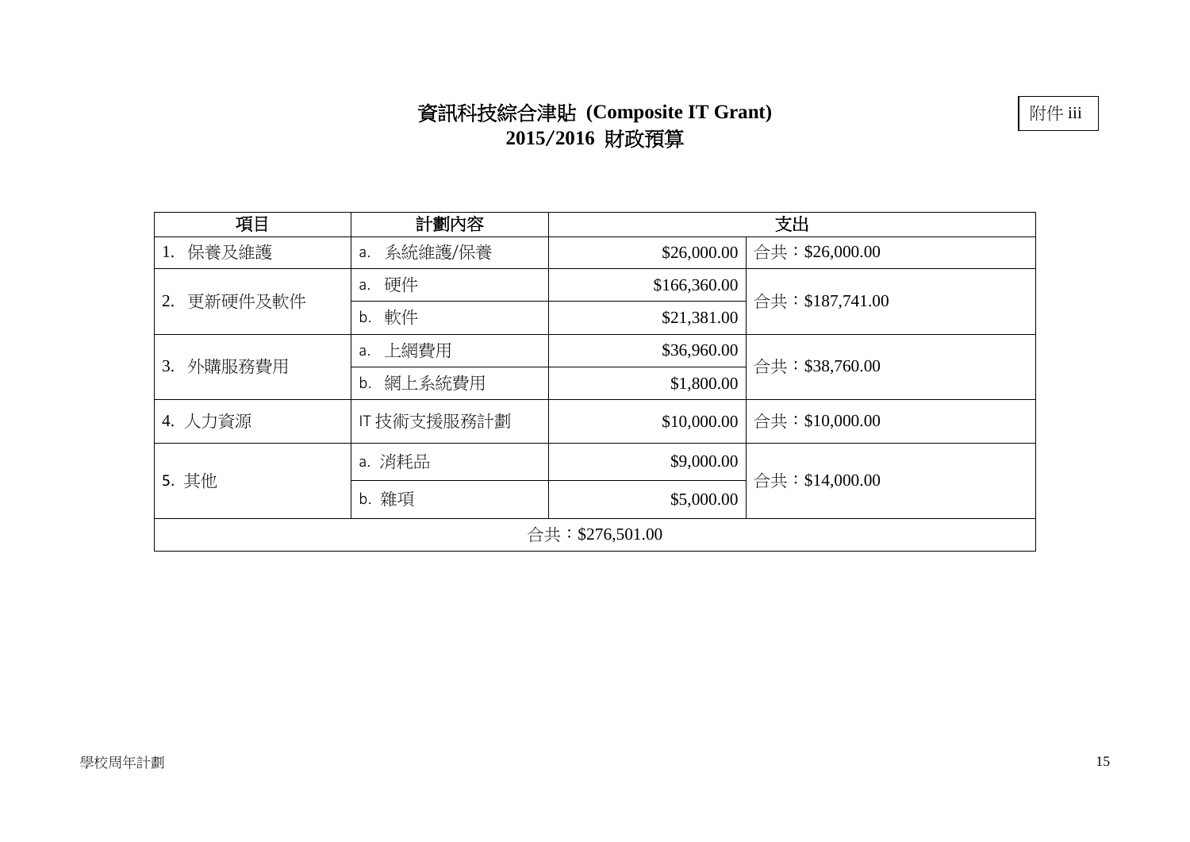附件 iii

# 資訊科技綜合津貼 (Composite IT Grant)
# 2015/2016 財政預算

| 項目 | 計劃內容 | 支出 | |
|---|---|---|---|
| 1. 保養及維護 | a. 系統維護/保養 | $26,000.00 | 合共：$26,000.00 |
| 2. 更新硬件及軟件 | a. 硬件 | $166,360.00 | 合共：$187,741.00 |
| | b. 軟件 | $21,381.00 | |
| 3. 外購服務費用 | a. 上網費用 | $36,960.00 | 合共：$38,760.00 |
| | b. 網上系統費用 | $1,800.00 | |
| 4. 人力資源 | IT 技術支援服務計劃 | $10,000.00 | 合共：$10,000.00 |
| 5. 其他 | a. 消耗品 | $9,000.00 | 合共：$14,000.00 |
| | b. 雜項 | $5,000.00 | |
| 合共：$276,501.00 | | | |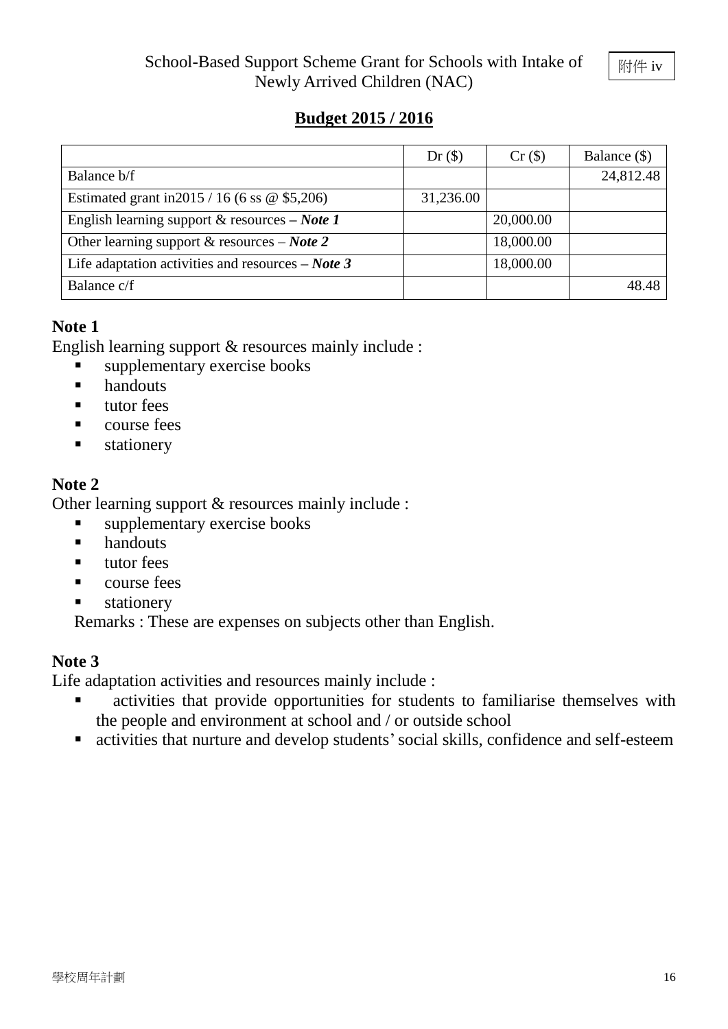附件 iv

School-Based Support Scheme Grant for Schools with Intake of Newly Arrived Children (NAC)

## Budget 2015 / 2016

| | Dr ($) | Cr ($) | Balance ($) |
|---|---|---|---|
| Balance b/f | | | 24,812.48 |
| Estimated grant in2015 / 16 (6 ss @ $5,206) | 31,236.00 | | |
| English learning support & resources – ***Note 1*** | | 20,000.00 | |
| Other learning support & resources – ***Note 2*** | | 18,000.00 | |
| Life adaptation activities and resources – ***Note 3*** | | 18,000.00 | |
| Balance c/f | | | 48.48 |

### Note 1

English learning support & resources mainly include :

- supplementary exercise books
- handouts
- tutor fees
- course fees
- stationery

### Note 2

Other learning support & resources mainly include :

- supplementary exercise books
- handouts
- tutor fees
- course fees
- stationery

Remarks : These are expenses on subjects other than English.

### Note 3

Life adaptation activities and resources mainly include :

- activities that provide opportunities for students to familiarise themselves with the people and environment at school and / or outside school
- activities that nurture and develop students' social skills, confidence and self-esteem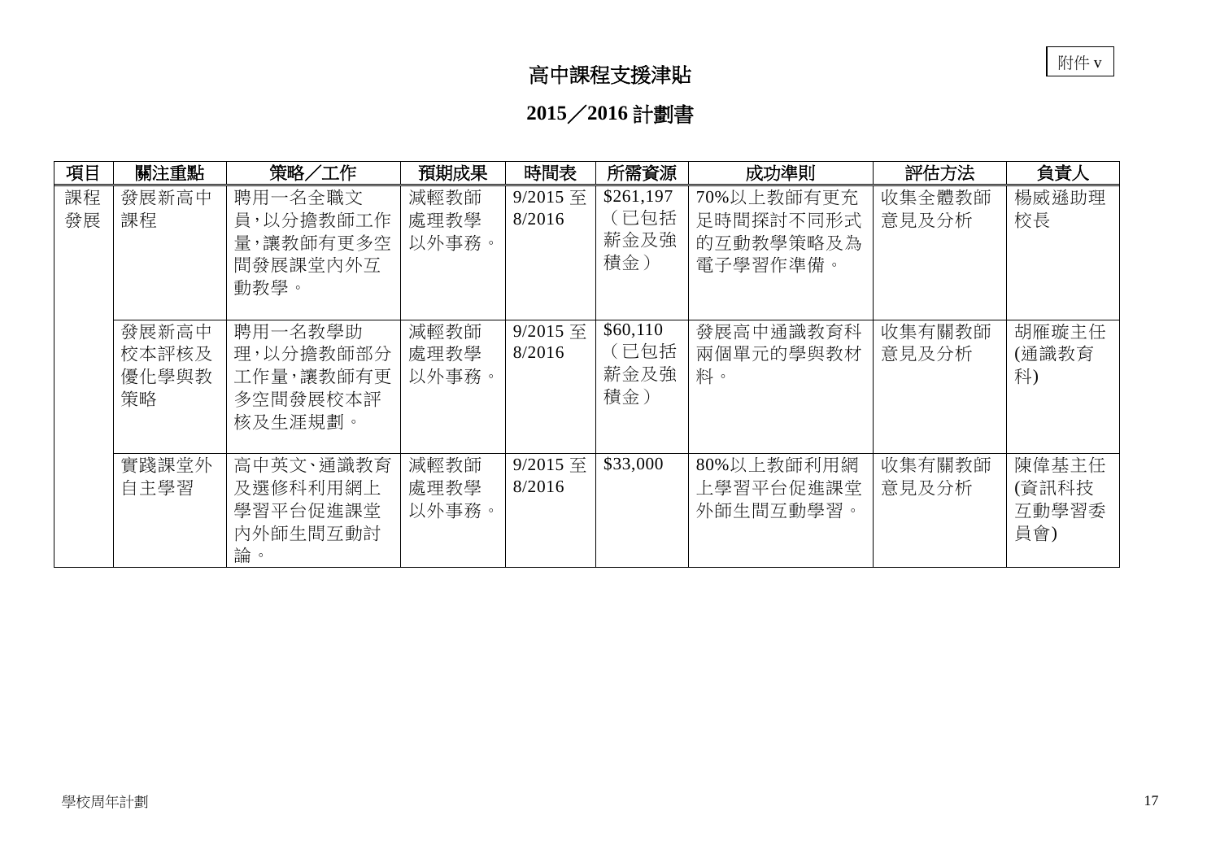附件 v

# 高中課程支援津貼

## 2015／2016 計劃書

| 項目 | 關注重點 | 策略／工作 | 預期成果 | 時間表 | 所需資源 | 成功準則 | 評估方法 | 負責人 |
|---|---|---|---|---|---|---|---|---|
| 課程發展 | 發展新高中課程 | 聘用一名全職文員，以分擔教師工作量，讓教師有更多空間發展課堂內外互動教學。 | 減輕教師處理教學以外事務。 | 9/2015 至 8/2016 | $261,197（已包括薪金及強積金） | 70%以上教師有更充足時間探討不同形式的互動教學策略及為電子學習作準備。 | 收集全體教師意見及分析 | 楊威遜助理校長 |
| | 發展新高中校本評核及優化學與教策略 | 聘用一名教學助理，以分擔教師部分工作量，讓教師有更多空間發展校本評核及生涯規劃。 | 減輕教師處理教學以外事務。 | 9/2015 至 8/2016 | $60,110（已包括薪金及強積金） | 發展高中通識教育科兩個單元的學與教材料。 | 收集有關教師意見及分析 | 胡雁璇主任(通識教育科) |
| | 實踐課堂外自主學習 | 高中英文、通識教育及選修科利用網上學習平台促進課堂內外師生間互動討論。 | 減輕教師處理教學以外事務。 | 9/2015 至 8/2016 | $33,000 | 80%以上教師利用網上學習平台促進課堂外師生間互動學習。 | 收集有關教師意見及分析 | 陳偉基主任(資訊科技互動學習委員會) |

學校周年計劃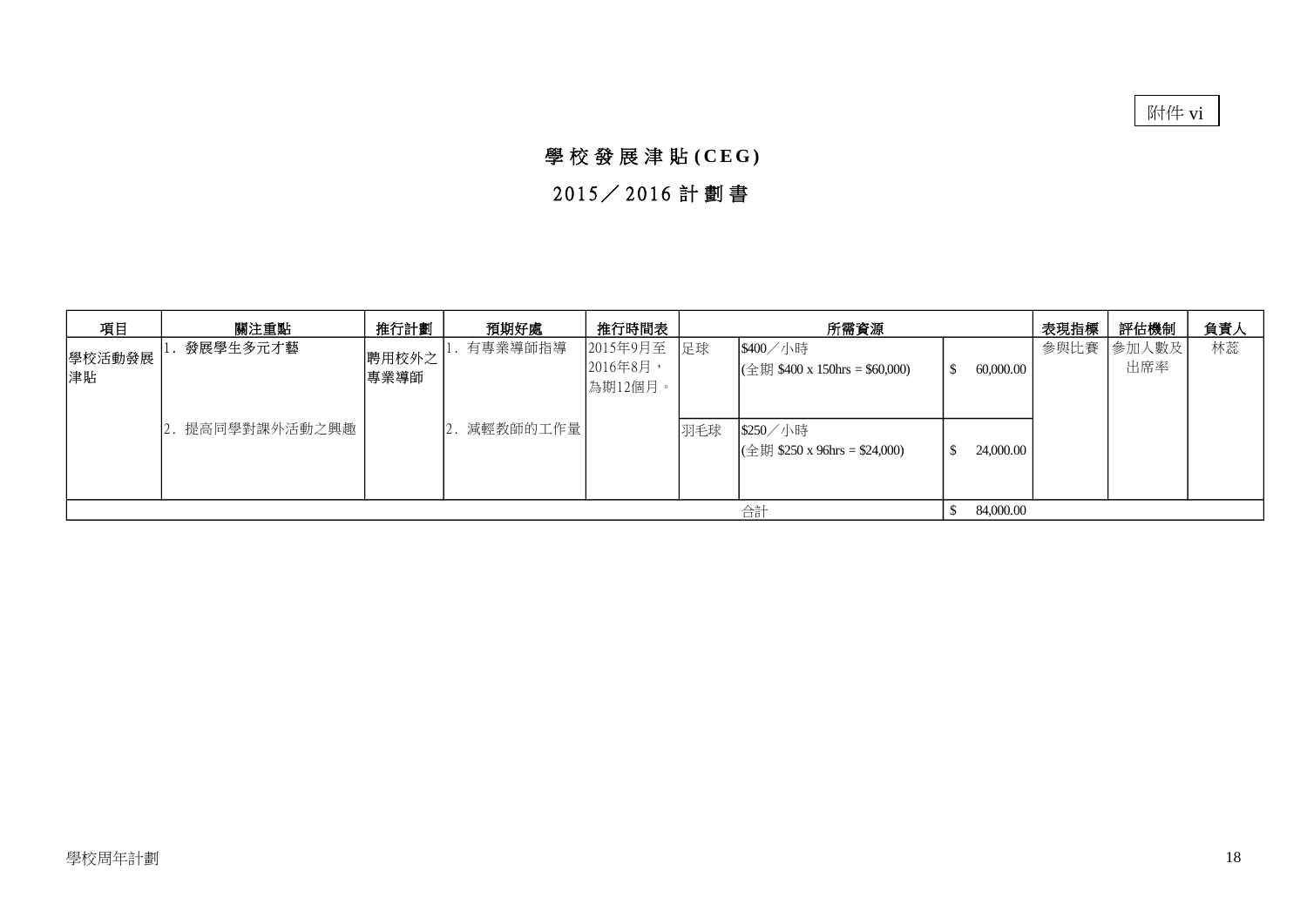附件 vi

# 學校發展津貼(CEG)

## 2015／2016 計劃書

| 項目 | 關注重點 | 推行計劃 | 預期好處 | 推行時間表 | 所需資源 | | | 表現指標 | 評估機制 | 負責人 |
|---|---|---|---|---|---|---|---|---|---|---|
| 學校活動發展津貼 | 1. 發展學生多元才藝 | 聘用校外之專業導師 | 1. 有專業導師指導 | 2015年9月至2016年8月，為期12個月。 | 足球 | $400／小時 (全期 $400 x 150hrs = $60,000) | $ 60,000.00 | 參與比賽 | 參加人數及出席率 | 林蕊 |
| | 2. 提高同學對課外活動之興趣 | | 2. 減輕教師的工作量 | | 羽毛球 | $250／小時 (全期 $250 x 96hrs = $24,000) | $ 24,000.00 | | | |
| | | | | | | 合計 | $ 84,000.00 | | | |

學校周年計劃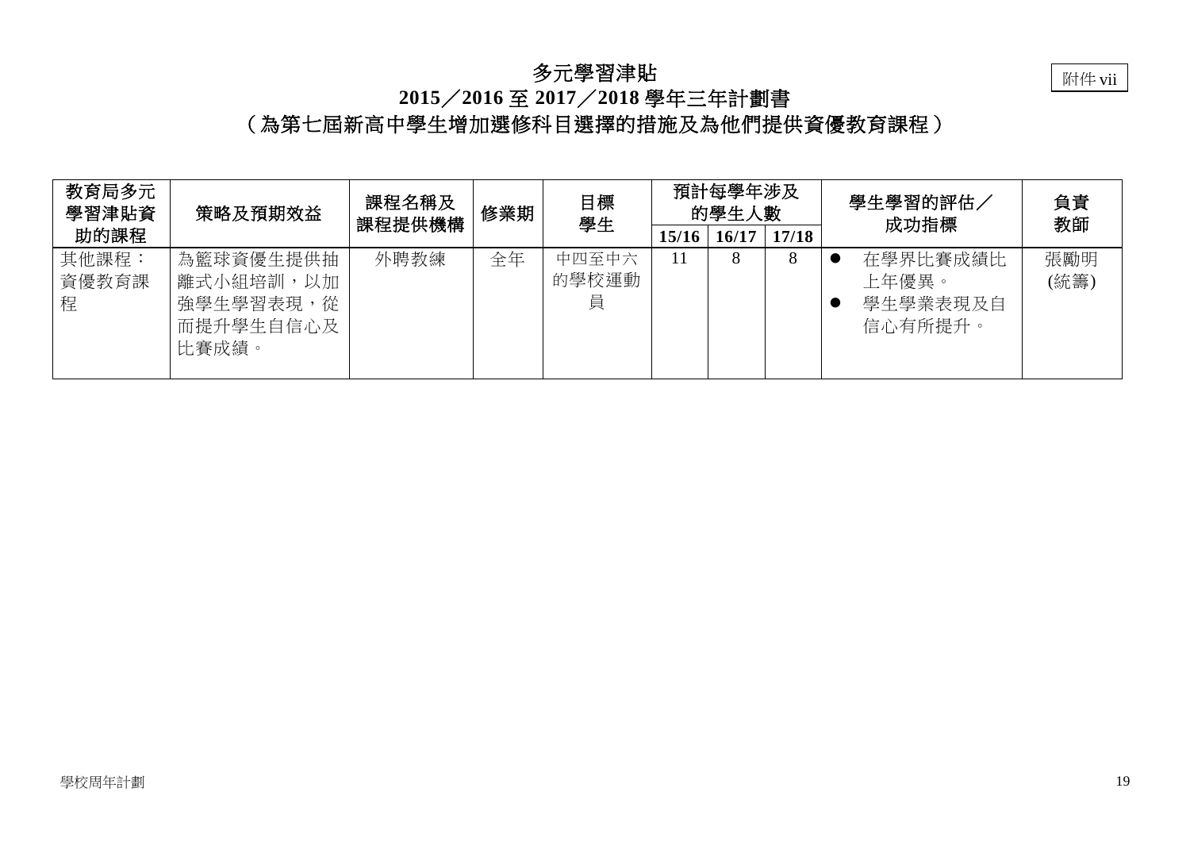附件 vii

# 多元學習津貼
## 2015／2016 至 2017／2018 學年三年計劃書
## （為第七屆新高中學生增加選修科目選擇的措施及為他們提供資優教育課程）

| 教育局多元學習津貼資助的課程 | 策略及預期效益 | 課程名稱及課程提供機構 | 修業期 | 目標學生 | 預計每學年涉及的學生人數 | | | 學生學習的評估／成功指標 | 負責教師 |
|---|---|---|---|---|---|---|---|---|---|
| | | | | | 15/16 | 16/17 | 17/18 | | |
| 其他課程：資優教育課程 | 為籃球資優生提供抽離式小組培訓，以加強學生學習表現，從而提升學生自信心及比賽成績。 | 外聘教練 | 全年 | 中四至中六的學校運動員 | 11 | 8 | 8 | ● 在學界比賽成績比上年優異。<br>● 學生學業表現及自信心有所提升。 | 張勵明(統籌) |

學校周年計劃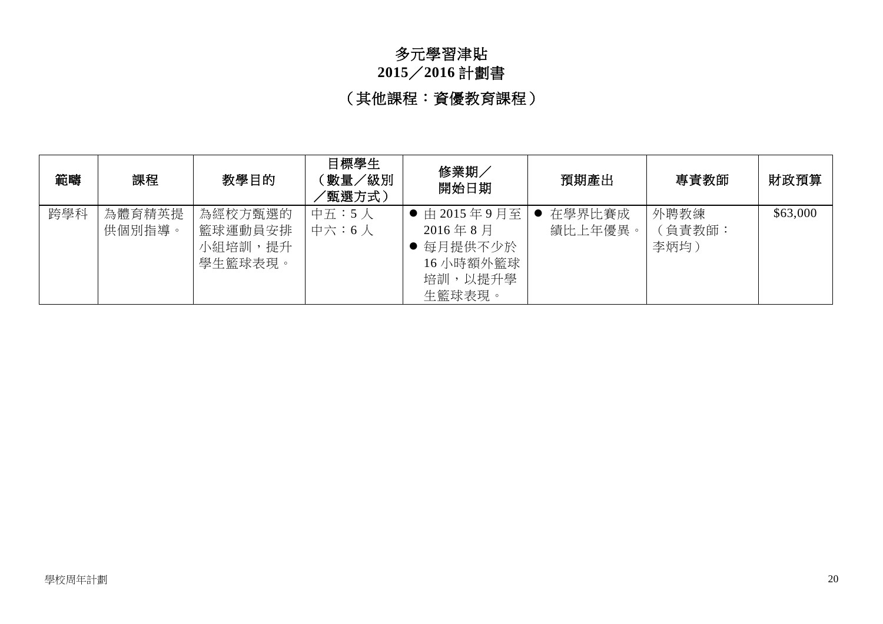# 多元學習津貼
# 2015／2016 計劃書
## （其他課程：資優教育課程）

| 範疇 | 課程 | 教學目的 | 目標學生（數量／級別／甄選方式） | 修業期／開始日期 | 預期產出 | 專責教師 | 財政預算 |
|---|---|---|---|---|---|---|---|
| 跨學科 | 為體育精英提供個別指導。 | 為經校方甄選的籃球運動員安排小組培訓，提升學生籃球表現。 | 中五：5 人<br>中六：6 人 | ● 由 2015 年 9 月至 2016 年 8 月<br>● 每月提供不少於 16 小時額外籃球培訓，以提升學生籃球表現。 | ● 在學界比賽成績比上年優異。 | 外聘教練（負責教師：李炳均） | $63,000 |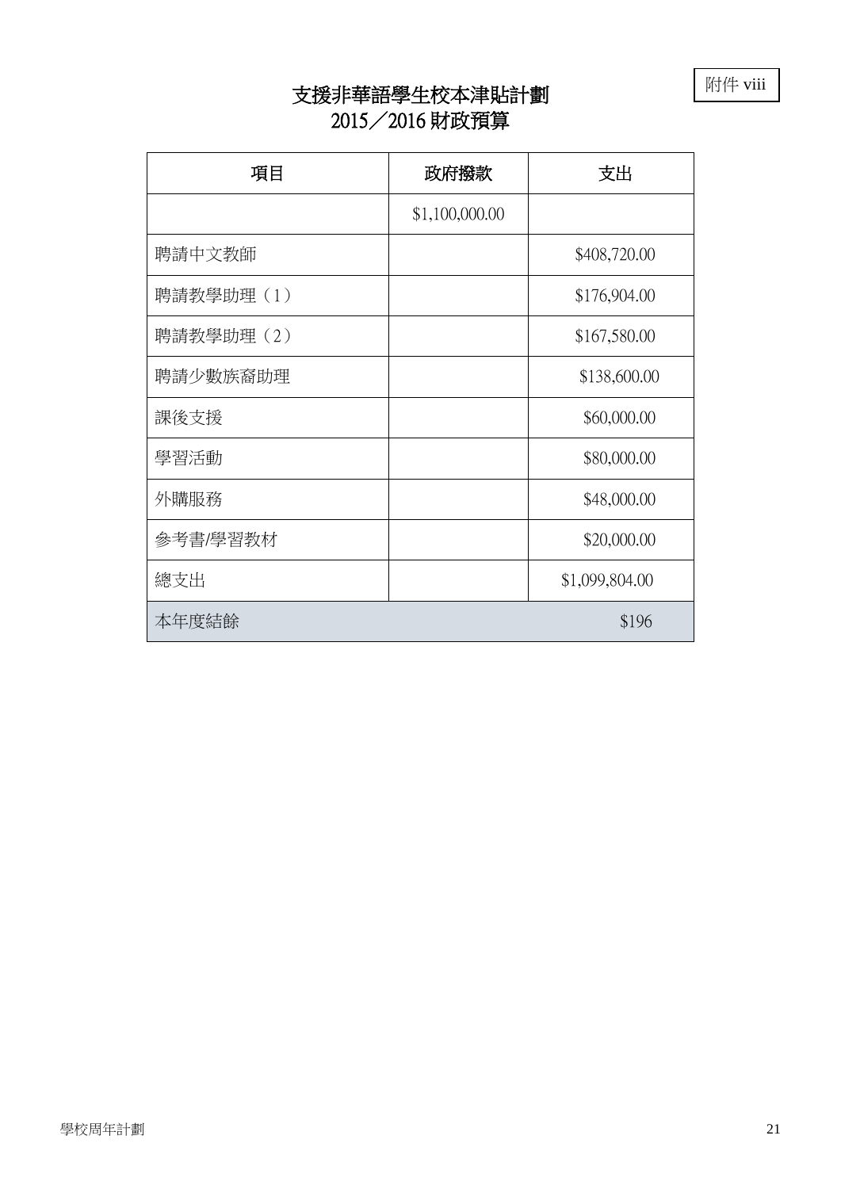附件 viii

# 支援非華語學生校本津貼計劃
## 2015／2016 財政預算

| 項目 | 政府撥款 | 支出 |
|---|---|---|
| | $1,100,000.00 | |
| 聘請中文教師 | | $408,720.00 |
| 聘請教學助理（1） | | $176,904.00 |
| 聘請教學助理（2） | | $167,580.00 |
| 聘請少數族裔助理 | | $138,600.00 |
| 課後支援 | | $60,000.00 |
| 學習活動 | | $80,000.00 |
| 外購服務 | | $48,000.00 |
| 參考書/學習教材 | | $20,000.00 |
| 總支出 | | $1,099,804.00 |
| 本年度結餘 | | $196 |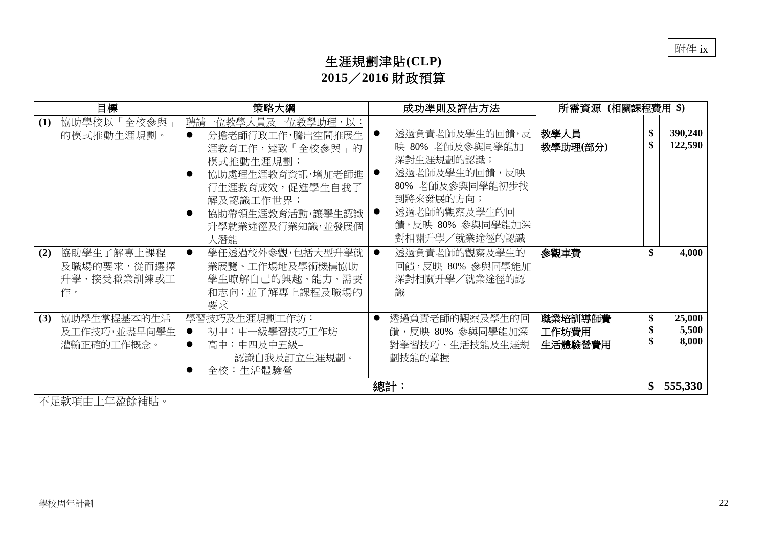附件 ix

# 生涯規劃津貼(CLP)
## 2015／2016 財政預算

| 目標 | 策略大綱 | 成功準則及評估方法 | 所需資源 (相關課程費用 $) | | |
|---|---|---|---|---|---|
| (1) 協助學校以「全校參與」的模式推動生涯規劃。 | 聘請一位教學人員及一位教學助理，以：<br>● 分擔老師行政工作，騰出空間推展生涯教育工作，達致「全校參與」的模式推動生涯規劃；<br>● 協助處理生涯教育資訊，增加老師進行生涯教育成效，促進學生自我了解及認識工作世界；<br>● 協助帶領生涯教育活動，讓學生認識升學就業途徑及行業知識，並發展個人潛能 | ● 透過負責老師及學生的回饋，反映 80% 老師及參與同學能加深對生涯規劃的認識；<br>● 透過老師及學生的回饋，反映 80% 老師及參與同學能初步找到將來發展的方向；<br>● 透過老師的觀察及學生的回饋，反映 80% 參與同學能加深對相關升學／就業途徑的認識 | **教學人員**<br>**教學助理(部分)** | **$**<br>**$** | **390,240**<br>**122,590** |
| (2) 協助學生了解專上課程及職場的要求，從而選擇升學、接受職業訓練或工作。 | ● 學任透過校外參觀，包括大型升學就業展覽、工作場地及學術機構協助學生瞭解自己的興趣、能力、需要和志向；並了解專上課程及職場的要求 | ● 透過負責老師的觀察及學生的回饋，反映 80% 參與同學能加深對相關升學／就業途徑的認識 | **參觀車費** | **$** | **4,000** |
| (3) 協助學生掌握基本的生活及工作技巧，並盡早向學生灌輸正確的工作概念。 | 學習技巧及生涯規劃工作坊：<br>● 初中：中一級學習技巧工作坊<br>● 高中：中四及中五級–認識自我及訂立生涯規劃。<br>● 全校：生活體驗營 | ● 透過負責老師的觀察及學生的回饋，反映 80% 參與同學能加深對學習技巧、生活技能及生涯規劃技能的掌握 | **職業培訓導師費**<br>**工作坊費用**<br>**生活體驗營費用** | **$**<br>**$**<br>**$** | **25,000**<br>**5,500**<br>**8,000** |
| | | **總計：** | | **$** | **555,330** |

不足款項由上年盈餘補貼。